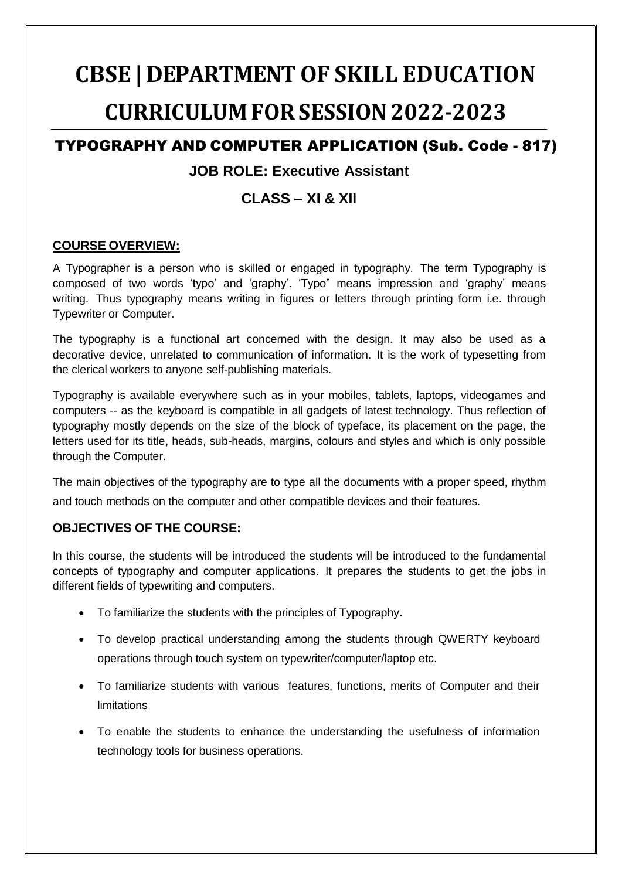# CBSE | DEPARTMENT OF SKILL EDUCATION

# CURRICULUM FOR SESSION 2022-2023

## TYPOGRAPHY AND COMPUTER APPLICATION (Sub. Code - 817)

### JOB ROLE: Executive Assistant

### CLASS – XI & XII

**COURSE OVERVIEW:**

A Typographer is a person who is skilled or engaged in typography. The term Typography is composed of two words 'typo' and 'graphy'. 'Typo" means impression and 'graphy' means writing. Thus typography means writing in figures or letters through printing form i.e. through Typewriter or Computer.

The typography is a functional art concerned with the design. It may also be used as a decorative device, unrelated to communication of information. It is the work of typesetting from the clerical workers to anyone self-publishing materials.

Typography is available everywhere such as in your mobiles, tablets, laptops, videogames and computers -- as the keyboard is compatible in all gadgets of latest technology. Thus reflection of typography mostly depends on the size of the block of typeface, its placement on the page, the letters used for its title, heads, sub-heads, margins, colours and styles and which is only possible through the Computer.

The main objectives of the typography are to type all the documents with a proper speed, rhythm and touch methods on the computer and other compatible devices and their features.

**OBJECTIVES OF THE COURSE:**

In this course, the students will be introduced the students will be introduced to the fundamental concepts of typography and computer applications. It prepares the students to get the jobs in different fields of typewriting and computers.

- To familiarize the students with the principles of Typography.
- To develop practical understanding among the students through QWERTY keyboard operations through touch system on typewriter/computer/laptop etc.
- To familiarize students with various features, functions, merits of Computer and their limitations
- To enable the students to enhance the understanding the usefulness of information technology tools for business operations.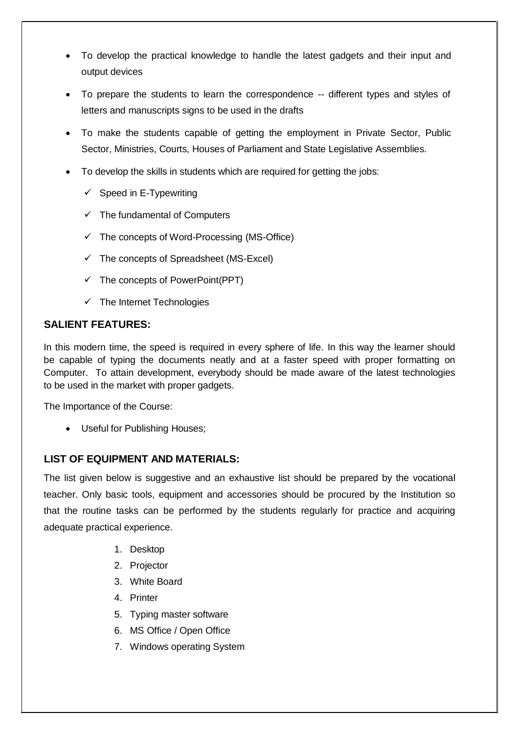- To develop the practical knowledge to handle the latest gadgets and their input and output devices
- To prepare the students to learn the correspondence -- different types and styles of letters and manuscripts signs to be used in the drafts
- To make the students capable of getting the employment in Private Sector, Public Sector, Ministries, Courts, Houses of Parliament and State Legislative Assemblies.
- To develop the skills in students which are required for getting the jobs:
  - ✓ Speed in E-Typewriting
  - ✓ The fundamental of Computers
  - ✓ The concepts of Word-Processing (MS-Office)
  - ✓ The concepts of Spreadsheet (MS-Excel)
  - ✓ The concepts of PowerPoint(PPT)
  - ✓ The Internet Technologies

## SALIENT FEATURES:

In this modern time, the speed is required in every sphere of life. In this way the learner should be capable of typing the documents neatly and at a faster speed with proper formatting on Computer. To attain development, everybody should be made aware of the latest technologies to be used in the market with proper gadgets.

The Importance of the Course:

- Useful for Publishing Houses;

## LIST OF EQUIPMENT AND MATERIALS:

The list given below is suggestive and an exhaustive list should be prepared by the vocational teacher. Only basic tools, equipment and accessories should be procured by the Institution so that the routine tasks can be performed by the students regularly for practice and acquiring adequate practical experience.

1. Desktop
2. Projector
3. White Board
4. Printer
5. Typing master software
6. MS Office / Open Office
7. Windows operating System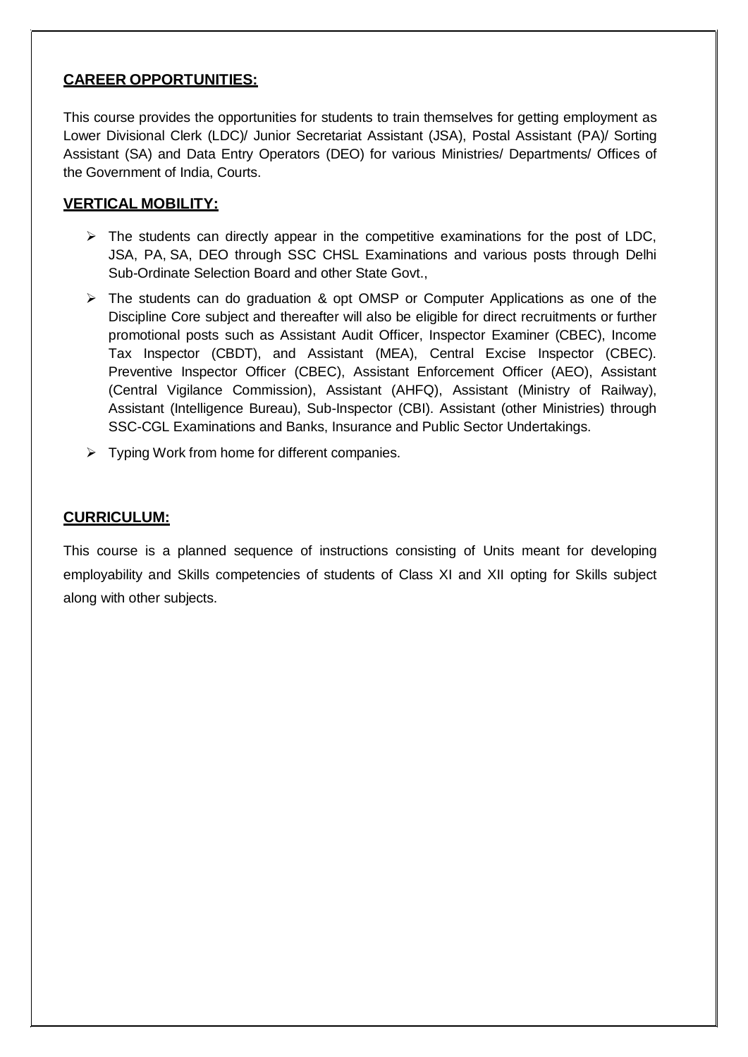**CAREER OPPORTUNITIES:**

This course provides the opportunities for students to train themselves for getting employment as Lower Divisional Clerk (LDC)/ Junior Secretariat Assistant (JSA), Postal Assistant (PA)/ Sorting Assistant (SA) and Data Entry Operators (DEO) for various Ministries/ Departments/ Offices of the Government of India, Courts.

**VERTICAL MOBILITY:**

- The students can directly appear in the competitive examinations for the post of LDC, JSA, PA, SA, DEO through SSC CHSL Examinations and various posts through Delhi Sub-Ordinate Selection Board and other State Govt.,
- The students can do graduation & opt OMSP or Computer Applications as one of the Discipline Core subject and thereafter will also be eligible for direct recruitments or further promotional posts such as Assistant Audit Officer, Inspector Examiner (CBEC), Income Tax Inspector (CBDT), and Assistant (MEA), Central Excise Inspector (CBEC). Preventive Inspector Officer (CBEC), Assistant Enforcement Officer (AEO), Assistant (Central Vigilance Commission), Assistant (AHFQ), Assistant (Ministry of Railway), Assistant (Intelligence Bureau), Sub-Inspector (CBI). Assistant (other Ministries) through SSC-CGL Examinations and Banks, Insurance and Public Sector Undertakings.
- Typing Work from home for different companies.

**CURRICULUM:**

This course is a planned sequence of instructions consisting of Units meant for developing employability and Skills competencies of students of Class XI and XII opting for Skills subject along with other subjects.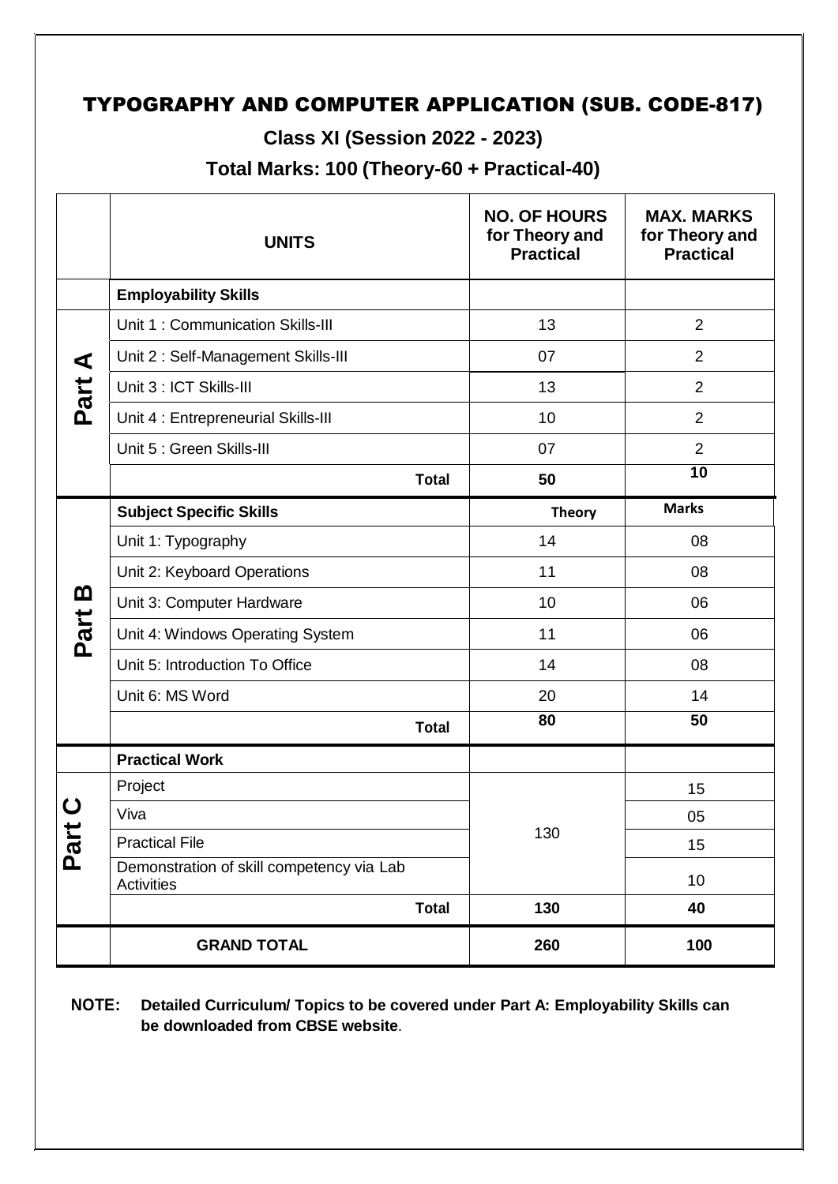# TYPOGRAPHY AND COMPUTER APPLICATION (SUB. CODE-817)

## Class XI (Session 2022 - 2023)

## Total Marks: 100 (Theory-60 + Practical-40)

| | UNITS | NO. OF HOURS for Theory and Practical | MAX. MARKS for Theory and Practical |
|---|---|---|---|
| | **Employability Skills** | | |
| Part A | Unit 1 : Communication Skills-III | 13 | 2 |
| | Unit 2 : Self-Management Skills-III | 07 | 2 |
| | Unit 3 : ICT Skills-III | 13 | 2 |
| | Unit 4 : Entrepreneurial Skills-III | 10 | 2 |
| | Unit 5 : Green Skills-III | 07 | 2 |
| | **Total** | **50** | **10** |
| | **Subject Specific Skills** | **Theory** | **Marks** |
| Part B | Unit 1: Typography | 14 | 08 |
| | Unit 2: Keyboard Operations | 11 | 08 |
| | Unit 3: Computer Hardware | 10 | 06 |
| | Unit 4: Windows Operating System | 11 | 06 |
| | Unit 5: Introduction To Office | 14 | 08 |
| | Unit 6: MS Word | 20 | 14 |
| | **Total** | **80** | **50** |
| | **Practical Work** | | |
| Part C | Project | 130 | 15 |
| | Viva | | 05 |
| | Practical File | | 15 |
| | Demonstration of skill competency via Lab Activities | | 10 |
| | **Total** | **130** | **40** |
| | **GRAND TOTAL** | **260** | **100** |

**NOTE: Detailed Curriculum/ Topics to be covered under Part A: Employability Skills can be downloaded from CBSE website**.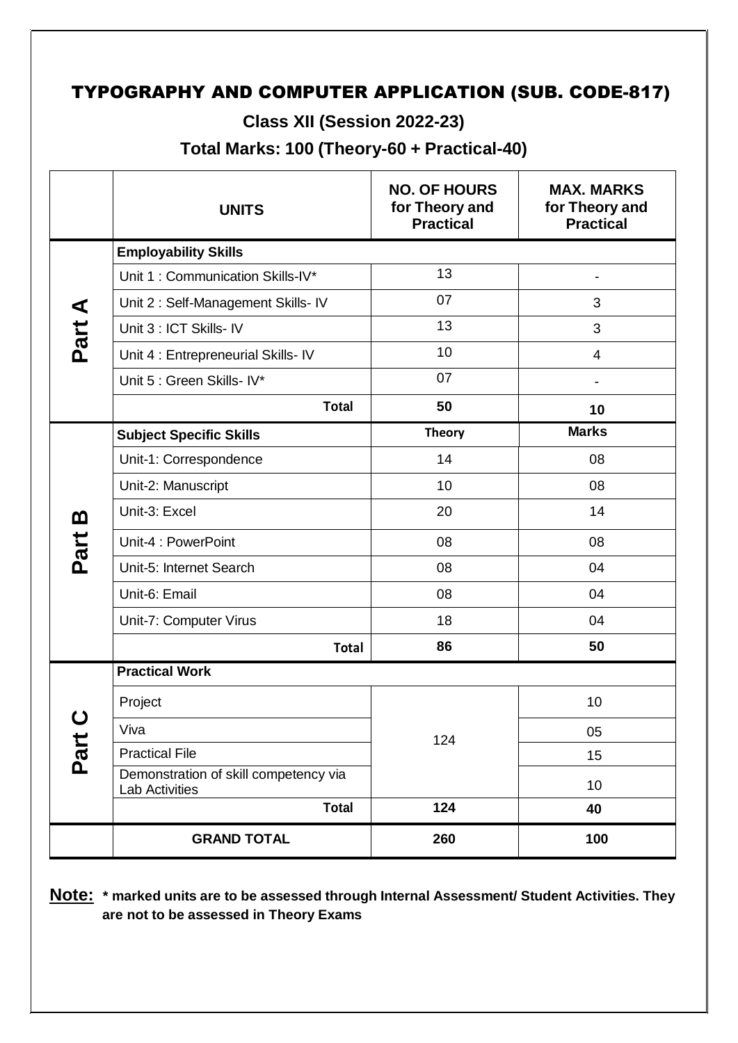# TYPOGRAPHY AND COMPUTER APPLICATION (SUB. CODE-817)

## Class XII (Session 2022-23)

## Total Marks: 100 (Theory-60 + Practical-40)

| | UNITS | NO. OF HOURS for Theory and Practical | MAX. MARKS for Theory and Practical |
|---|---|---|---|
| **Part A** | **Employability Skills** | | |
| | Unit 1 : Communication Skills-IV* | 13 | - |
| | Unit 2 : Self-Management Skills- IV | 07 | 3 |
| | Unit 3 : ICT Skills- IV | 13 | 3 |
| | Unit 4 : Entrepreneurial Skills- IV | 10 | 4 |
| | Unit 5 : Green Skills- IV* | 07 | - |
| | **Total** | **50** | **10** |
| **Part B** | **Subject Specific Skills** | **Theory** | **Marks** |
| | Unit-1: Correspondence | 14 | 08 |
| | Unit-2: Manuscript | 10 | 08 |
| | Unit-3: Excel | 20 | 14 |
| | Unit-4 : PowerPoint | 08 | 08 |
| | Unit-5: Internet Search | 08 | 04 |
| | Unit-6: Email | 08 | 04 |
| | Unit-7: Computer Virus | 18 | 04 |
| | **Total** | **86** | **50** |
| **Part C** | **Practical Work** | | |
| | Project | 124 | 10 |
| | Viva | | 05 |
| | Practical File | | 15 |
| | Demonstration of skill competency via Lab Activities | | 10 |
| | **Total** | **124** | **40** |
| | **GRAND TOTAL** | **260** | **100** |

**Note:** **\* marked units are to be assessed through Internal Assessment/ Student Activities. They are not to be assessed in Theory Exams**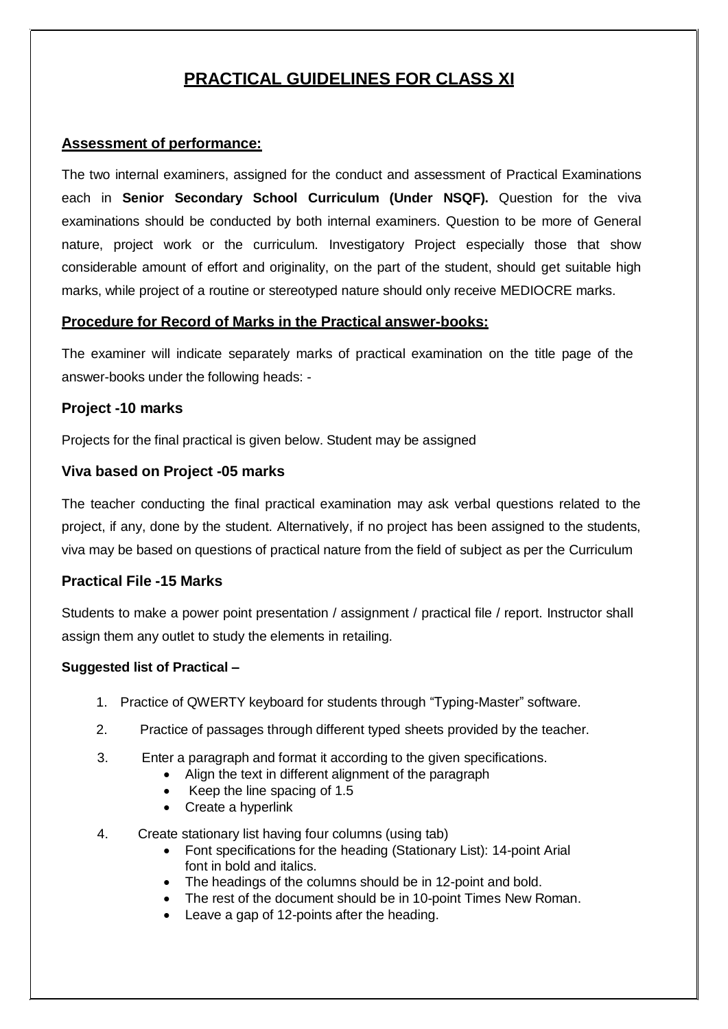# PRACTICAL GUIDELINES FOR CLASS XI

## Assessment of performance:

The two internal examiners, assigned for the conduct and assessment of Practical Examinations each in **Senior Secondary School Curriculum (Under NSQF).** Question for the viva examinations should be conducted by both internal examiners. Question to be more of General nature, project work or the curriculum. Investigatory Project especially those that show considerable amount of effort and originality, on the part of the student, should get suitable high marks, while project of a routine or stereotyped nature should only receive MEDIOCRE marks.

## Procedure for Record of Marks in the Practical answer-books:

The examiner will indicate separately marks of practical examination on the title page of the answer-books under the following heads: -

### Project -10 marks

Projects for the final practical is given below. Student may be assigned

### Viva based on Project -05 marks

The teacher conducting the final practical examination may ask verbal questions related to the project, if any, done by the student. Alternatively, if no project has been assigned to the students, viva may be based on questions of practical nature from the field of subject as per the Curriculum

### Practical File -15 Marks

Students to make a power point presentation / assignment / practical file / report. Instructor shall assign them any outlet to study the elements in retailing.

**Suggested list of Practical –**

1. Practice of QWERTY keyboard for students through "Typing-Master" software.
2. Practice of passages through different typed sheets provided by the teacher.
3. Enter a paragraph and format it according to the given specifications.
   - Align the text in different alignment of the paragraph
   - Keep the line spacing of 1.5
   - Create a hyperlink
4. Create stationary list having four columns (using tab)
   - Font specifications for the heading (Stationary List): 14-point Arial font in bold and italics.
   - The headings of the columns should be in 12-point and bold.
   - The rest of the document should be in 10-point Times New Roman.
   - Leave a gap of 12-points after the heading.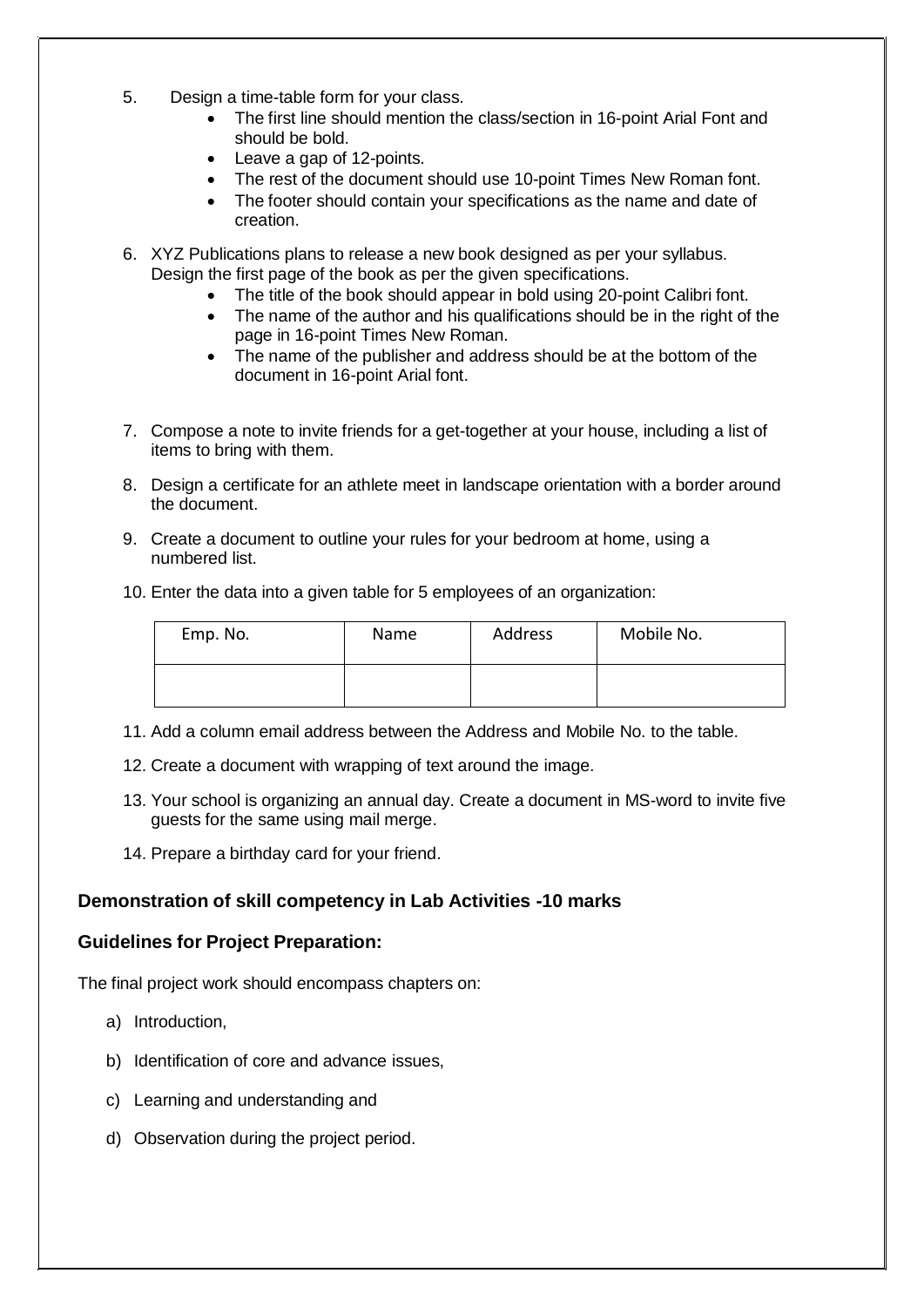5. Design a time-table form for your class.
    - The first line should mention the class/section in 16-point Arial Font and should be bold.
    - Leave a gap of 12-points.
    - The rest of the document should use 10-point Times New Roman font.
    - The footer should contain your specifications as the name and date of creation.

6. XYZ Publications plans to release a new book designed as per your syllabus. Design the first page of the book as per the given specifications.
    - The title of the book should appear in bold using 20-point Calibri font.
    - The name of the author and his qualifications should be in the right of the page in 16-point Times New Roman.
    - The name of the publisher and address should be at the bottom of the document in 16-point Arial font.

7. Compose a note to invite friends for a get-together at your house, including a list of items to bring with them.

8. Design a certificate for an athlete meet in landscape orientation with a border around the document.

9. Create a document to outline your rules for your bedroom at home, using a numbered list.

10. Enter the data into a given table for 5 employees of an organization:

| Emp. No. | Name | Address | Mobile No. |
|---|---|---|---|
| | | | |

11. Add a column email address between the Address and Mobile No. to the table.

12. Create a document with wrapping of text around the image.

13. Your school is organizing an annual day. Create a document in MS-word to invite five guests for the same using mail merge.

14. Prepare a birthday card for your friend.

### Demonstration of skill competency in Lab Activities -10 marks

### Guidelines for Project Preparation:

The final project work should encompass chapters on:

a) Introduction,

b) Identification of core and advance issues,

c) Learning and understanding and

d) Observation during the project period.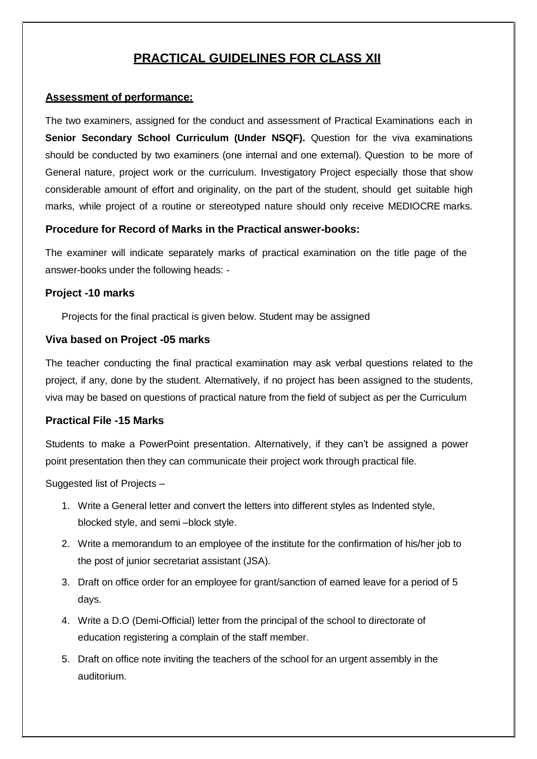# PRACTICAL GUIDELINES FOR CLASS XII

**Assessment of performance:**

The two examiners, assigned for the conduct and assessment of Practical Examinations each in **Senior Secondary School Curriculum (Under NSQF).** Question for the viva examinations should be conducted by two examiners (one internal and one external). Question to be more of General nature, project work or the curriculum. Investigatory Project especially those that show considerable amount of effort and originality, on the part of the student, should get suitable high marks, while project of a routine or stereotyped nature should only receive MEDIOCRE marks.

### Procedure for Record of Marks in the Practical answer-books:

The examiner will indicate separately marks of practical examination on the title page of the answer-books under the following heads: -

### Project -10 marks

Projects for the final practical is given below. Student may be assigned

### Viva based on Project -05 marks

The teacher conducting the final practical examination may ask verbal questions related to the project, if any, done by the student. Alternatively, if no project has been assigned to the students, viva may be based on questions of practical nature from the field of subject as per the Curriculum

### Practical File -15 Marks

Students to make a PowerPoint presentation. Alternatively, if they can't be assigned a power point presentation then they can communicate their project work through practical file.

Suggested list of Projects –

1. Write a General letter and convert the letters into different styles as Indented style, blocked style, and semi –block style.
2. Write a memorandum to an employee of the institute for the confirmation of his/her job to the post of junior secretariat assistant (JSA).
3. Draft on office order for an employee for grant/sanction of earned leave for a period of 5 days.
4. Write a D.O (Demi-Official) letter from the principal of the school to directorate of education registering a complain of the staff member.
5. Draft on office note inviting the teachers of the school for an urgent assembly in the auditorium.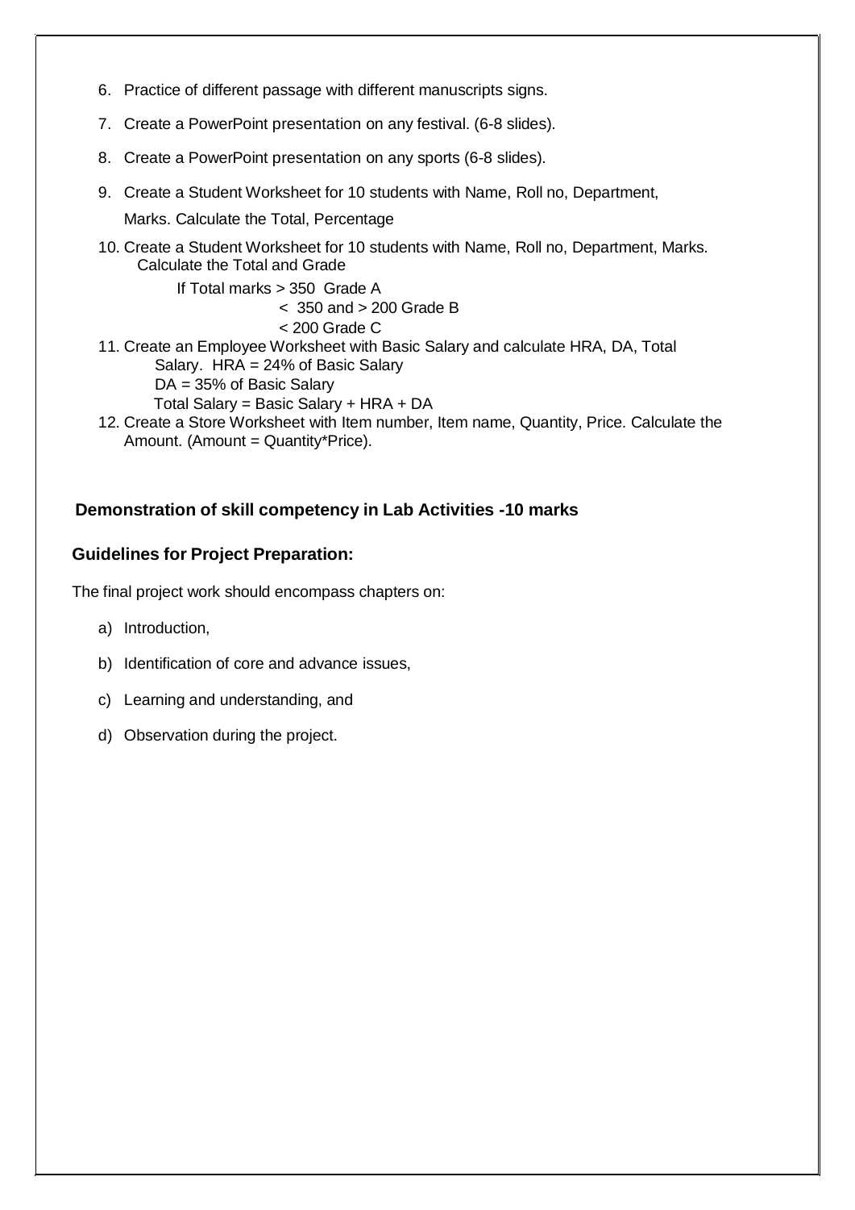6. Practice of different passage with different manuscripts signs.
7. Create a PowerPoint presentation on any festival. (6-8 slides).
8. Create a PowerPoint presentation on any sports (6-8 slides).
9. Create a Student Worksheet for 10 students with Name, Roll no, Department, Marks. Calculate the Total, Percentage
10. Create a Student Worksheet for 10 students with Name, Roll no, Department, Marks. Calculate the Total and Grade

    If Total marks > 350 Grade A
    < 350 and > 200 Grade B
    < 200 Grade C
11. Create an Employee Worksheet with Basic Salary and calculate HRA, DA, Total Salary. HRA = 24% of Basic Salary
    DA = 35% of Basic Salary
    Total Salary = Basic Salary + HRA + DA
12. Create a Store Worksheet with Item number, Item name, Quantity, Price. Calculate the Amount. (Amount = Quantity*Price).

**Demonstration of skill competency in Lab Activities -10 marks**

**Guidelines for Project Preparation:**

The final project work should encompass chapters on:

a) Introduction,
b) Identification of core and advance issues,
c) Learning and understanding, and
d) Observation during the project.